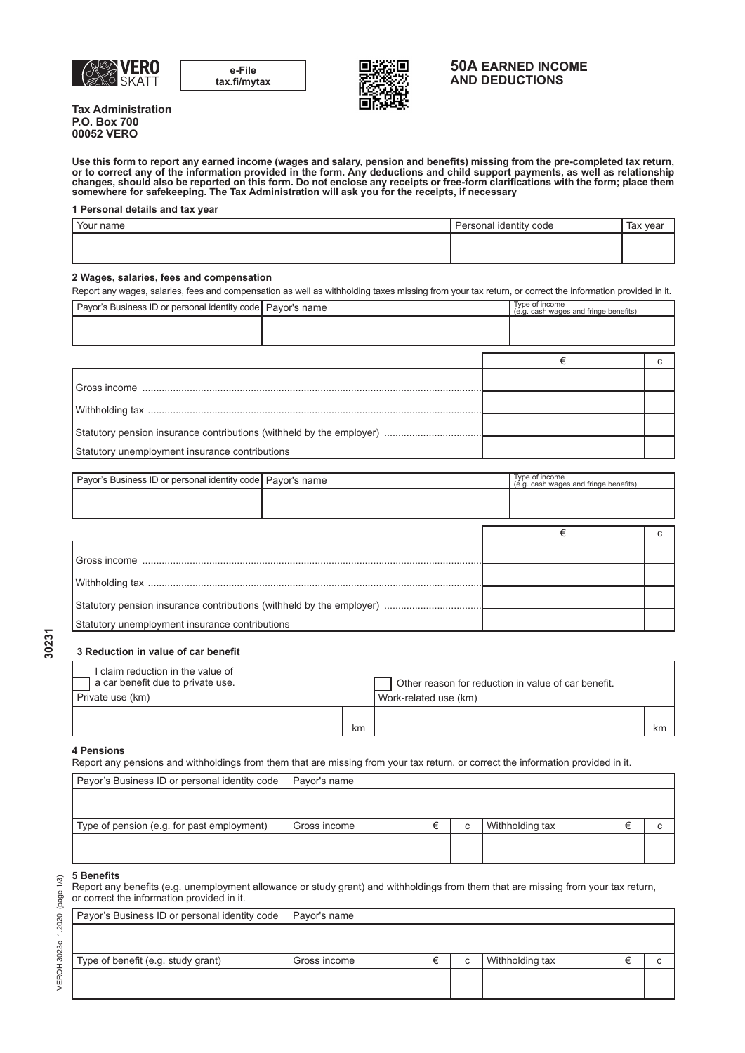**e-File**
**tax.fi/mytax**

# 50A EARNED INCOME AND DEDUCTIONS

**Tax Administration**
**P.O. Box 700**
**00052 VERO**

**Use this form to report any earned income (wages and salary, pension and benefits) missing from the pre-completed tax return, or to correct any of the information provided in the form. Any deductions and child support payments, as well as relationship changes, should also be reported on this form. Do not enclose any receipts or free-form clarifications with the form; place them somewhere for safekeeping. The Tax Administration will ask you for the receipts, if necessary**

### 1 Personal details and tax year

| Your name | Personal identity code | Tax year |
|---|---|---|
| | | |

### 2 Wages, salaries, fees and compensation

Report any wages, salaries, fees and compensation as well as withholding taxes missing from your tax return, or correct the information provided in it.

| Payor's Business ID or personal identity code | Payor's name | Type of income (e.g. cash wages and fringe benefits) |
|---|---|---|
| | | |

| | € | c |
|---|---|---|
| Gross income | | |
| Withholding tax | | |
| Statutory pension insurance contributions (withheld by the employer) | | |
| Statutory unemployment insurance contributions | | |

| Payor's Business ID or personal identity code | Payor's name | Type of income (e.g. cash wages and fringe benefits) |
|---|---|---|
| | | |

| | € | c |
|---|---|---|
| Gross income | | |
| Withholding tax | | |
| Statutory pension insurance contributions (withheld by the employer) | | |
| Statutory unemployment insurance contributions | | |

### 3 Reduction in value of car benefit

| ☐ I claim reduction in the value of a car benefit due to private use. | ☐ Other reason for reduction in value of car benefit. |
|---|---|
| Private use (km) | Work-related use (km) |
| km | km |

### 4 Pensions

Report any pensions and withholdings from them that are missing from your tax return, or correct the information provided in it.

| Payor's Business ID or personal identity code | Payor's name | | | | |
|---|---|---|---|---|---|
| | | | | | |
| Type of pension (e.g. for past employment) | Gross income € | c | Withholding tax € | c |
| | | | | |

### 5 Benefits

Report any benefits (e.g. unemployment allowance or study grant) and withholdings from them that are missing from your tax return, or correct the information provided in it.

| Payor's Business ID or personal identity code | Payor's name | | | | |
|---|---|---|---|---|---|
| | | | | | |
| Type of benefit (e.g. study grant) | Gross income € | c | Withholding tax € | c |
| | | | | |

30231

VEROH 3023e 1.2020 (page 1/3)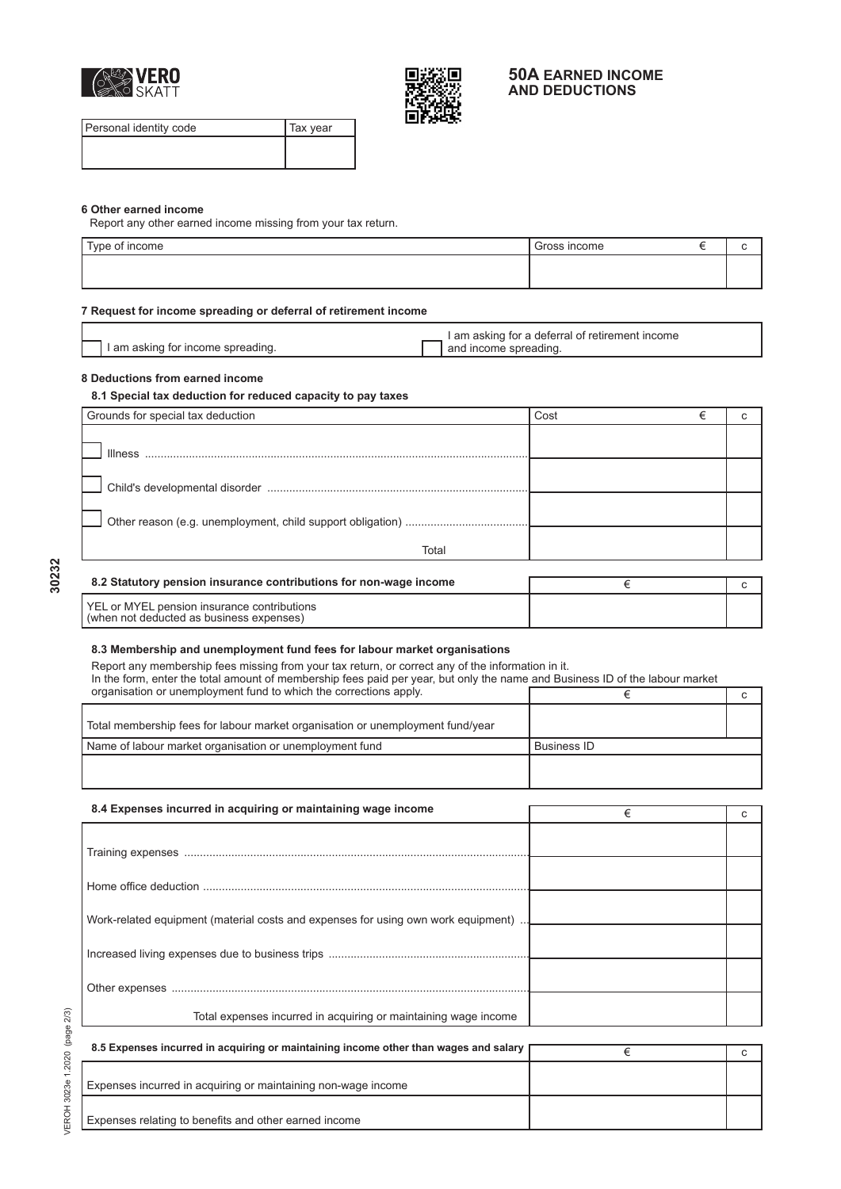**VERO SKATT**

## 50A EARNED INCOME AND DEDUCTIONS

| Personal identity code | Tax year |
|---|---|
| | |

### 6 Other earned income

Report any other earned income missing from your tax return.

| Type of income | Gross income € | c |
|---|---|---|
| | | |

### 7 Request for income spreading or deferral of retirement income

☐ I am asking for income spreading.

☐ I am asking for a deferral of retirement income and income spreading.

### 8 Deductions from earned income

#### 8.1 Special tax deduction for reduced capacity to pay taxes

| Grounds for special tax deduction | Cost € | c |
|---|---|---|
| ☐ Illness | | |
| ☐ Child's developmental disorder | | |
| ☐ Other reason (e.g. unemployment, child support obligation) | | |
| Total | | |

#### 8.2 Statutory pension insurance contributions for non-wage income

| | € | c |
|---|---|---|
| YEL or MYEL pension insurance contributions (when not deducted as business expenses) | | |

#### 8.3 Membership and unemployment fund fees for labour market organisations

Report any membership fees missing from your tax return, or correct any of the information in it.
In the form, enter the total amount of membership fees paid per year, but only the name and Business ID of the labour market organisation or unemployment fund to which the corrections apply.

| | € | c |
|---|---|---|
| Total membership fees for labour market organisation or unemployment fund/year | | |

| Name of labour market organisation or unemployment fund | Business ID |
|---|---|
| | |

#### 8.4 Expenses incurred in acquiring or maintaining wage income

| | € | c |
|---|---|---|
| Training expenses | | |
| Home office deduction | | |
| Work-related equipment (material costs and expenses for using own work equipment) | | |
| Increased living expenses due to business trips | | |
| Other expenses | | |
| Total expenses incurred in acquiring or maintaining wage income | | |

#### 8.5 Expenses incurred in acquiring or maintaining income other than wages and salary

| | € | c |
|---|---|---|
| Expenses incurred in acquiring or maintaining non-wage income | | |
| Expenses relating to benefits and other earned income | | |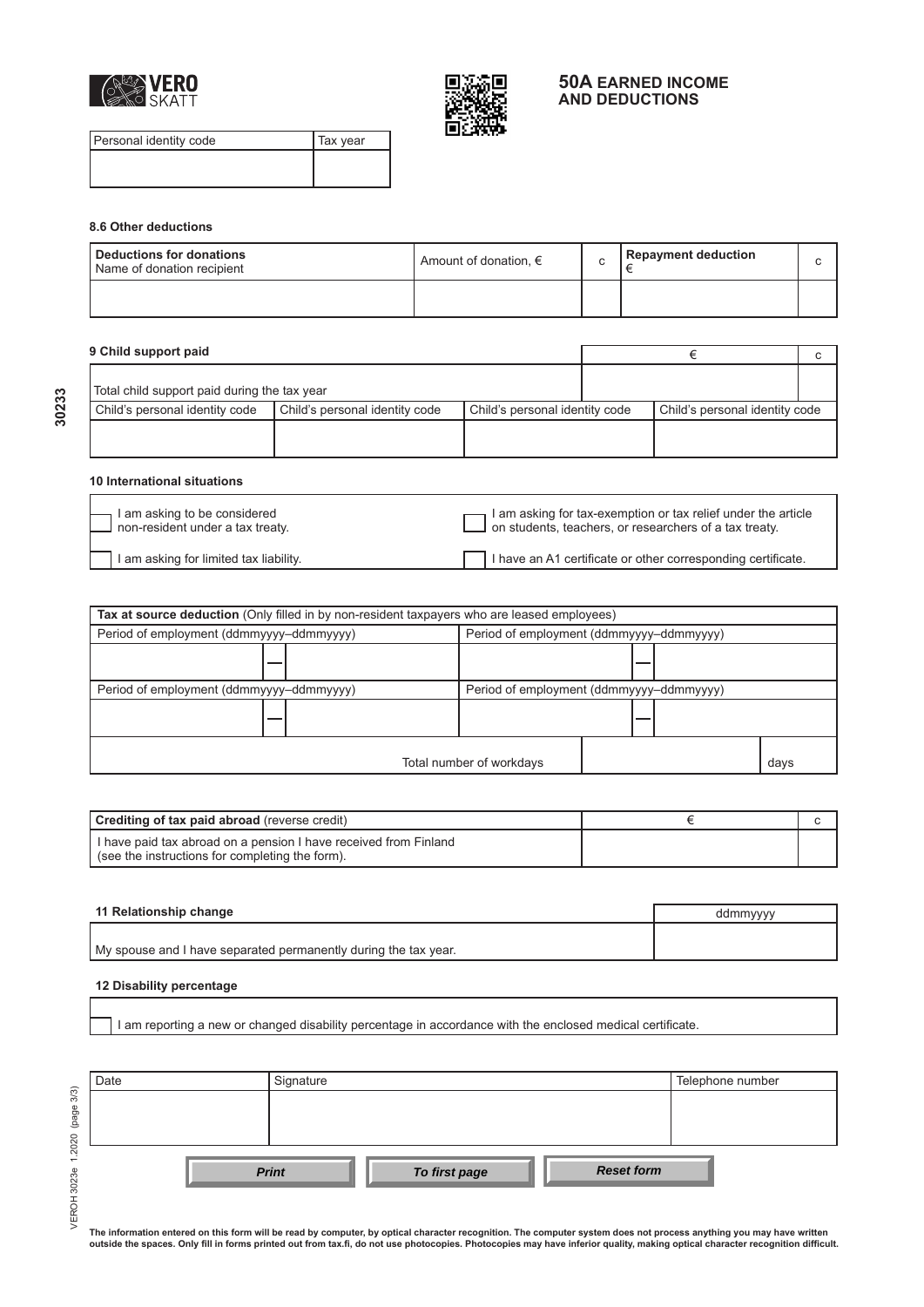# 50A EARNED INCOME AND DEDUCTIONS

| Personal identity code | Tax year |
|---|---|
| | |

### 8.6 Other deductions

| **Deductions for donations** Name of donation recipient | Amount of donation, € | c | **Repayment deduction** € | c |
|---|---|---|---|---|
| | | | | |

### 9 Child support paid

| | € | c |
|---|---|---|
| Total child support paid during the tax year | | |

| Child's personal identity code | Child's personal identity code | Child's personal identity code | Child's personal identity code |
|---|---|---|---|
| | | | |

### 10 International situations

☐ I am asking to be considered non-resident under a tax treaty.

☐ I am asking for tax-exemption or tax relief under the article on students, teachers, or researchers of a tax treaty.

☐ I am asking for limited tax liability.

☐ I have an A1 certificate or other corresponding certificate.

**Tax at source deduction** (Only filled in by non-resident taxpayers who are leased employees)

| Period of employment (ddmmyyyy–ddmmyyyy) | Period of employment (ddmmyyyy–ddmmyyyy) |
|---|---|
| — | — |

| Period of employment (ddmmyyyy–ddmmyyyy) | Period of employment (ddmmyyyy–ddmmyyyy) |
|---|---|
| — | — |

| | | |
|---|---|---|
| Total number of workdays | | days |

| **Crediting of tax paid abroad** (reverse credit) | € | c |
|---|---|---|
| I have paid tax abroad on a pension I have received from Finland (see the instructions for completing the form). | | |

### 11 Relationship change

| | ddmmyyyy |
|---|---|
| My spouse and I have separated permanently during the tax year. | |

### 12 Disability percentage

☐ I am reporting a new or changed disability percentage in accordance with the enclosed medical certificate.

| Date | Signature | Telephone number |
|---|---|---|
| | | |

Print | To first page | Reset form

**The information entered on this form will be read by computer, by optical character recognition. The computer system does not process anything you may have written outside the spaces. Only fill in forms printed out from tax.fi, do not use photocopies. Photocopies may have inferior quality, making optical character recognition difficult.**